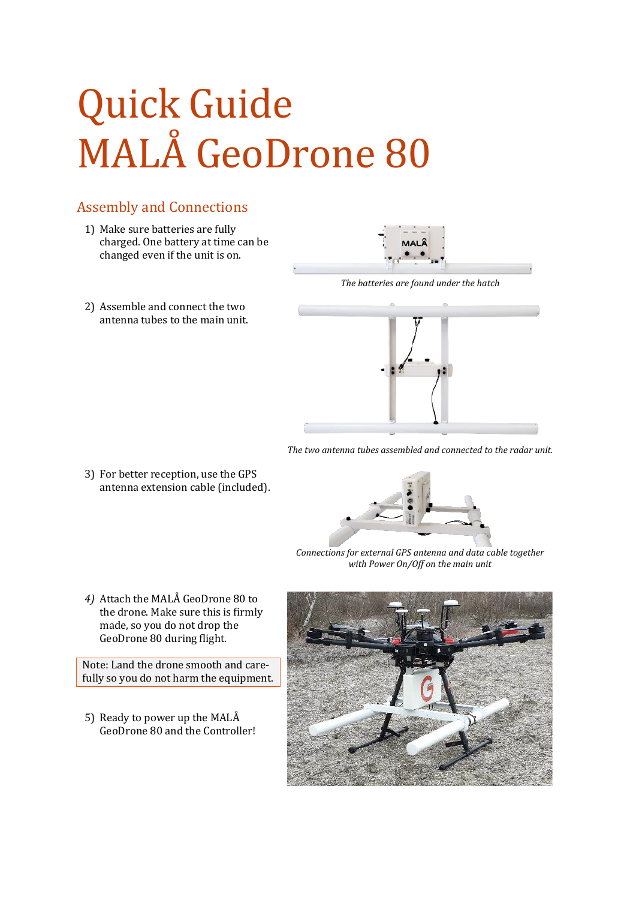# Quick Guide
# MALÅ GeoDrone 80

## Assembly and Connections

1) Make sure batteries are fully charged. One battery at time can be changed even if the unit is on.

*The batteries are found under the hatch*

2) Assemble and connect the two antenna tubes to the main unit.

*The two antenna tubes assembled and connected to the radar unit.*

3) For better reception, use the GPS antenna extension cable (included).

*Connections for external GPS antenna and data cable together with Power On/Off on the main unit*

4) Attach the MALÅ GeoDrone 80 to the drone. Make sure this is firmly made, so you do not drop the GeoDrone 80 during flight.

Note: Land the drone smooth and carefully so you do not harm the equipment.

5) Ready to power up the MALÅ GeoDrone 80 and the Controller!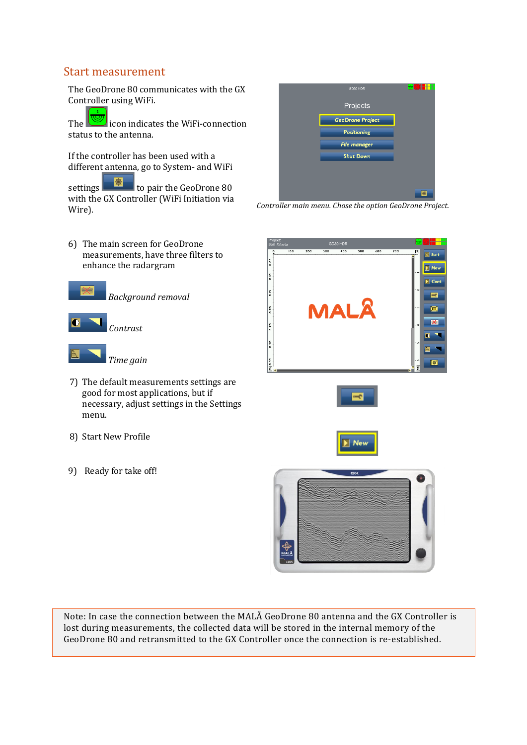## Start measurement

The GeoDrone 80 communicates with the GX Controller using WiFi.

The icon indicates the WiFi-connection status to the antenna.

If the controller has been used with a different antenna, go to System- and WiFi settings to pair the GeoDrone 80 with the GX Controller (WiFi Initiation via Wire).

*Controller main menu. Chose the option GeoDrone Project.*

6) The main screen for GeoDrone measurements, have three filters to enhance the radargram

*Background removal*

*Contrast*

*Time gain*

7) The default measurements settings are good for most applications, but if necessary, adjust settings in the Settings menu.

8) Start New Profile

9) Ready for take off!

Note: In case the connection between the MALÅ GeoDrone 80 antenna and the GX Controller is lost during measurements, the collected data will be stored in the internal memory of the GeoDrone 80 and retransmitted to the GX Controller once the connection is re-established.